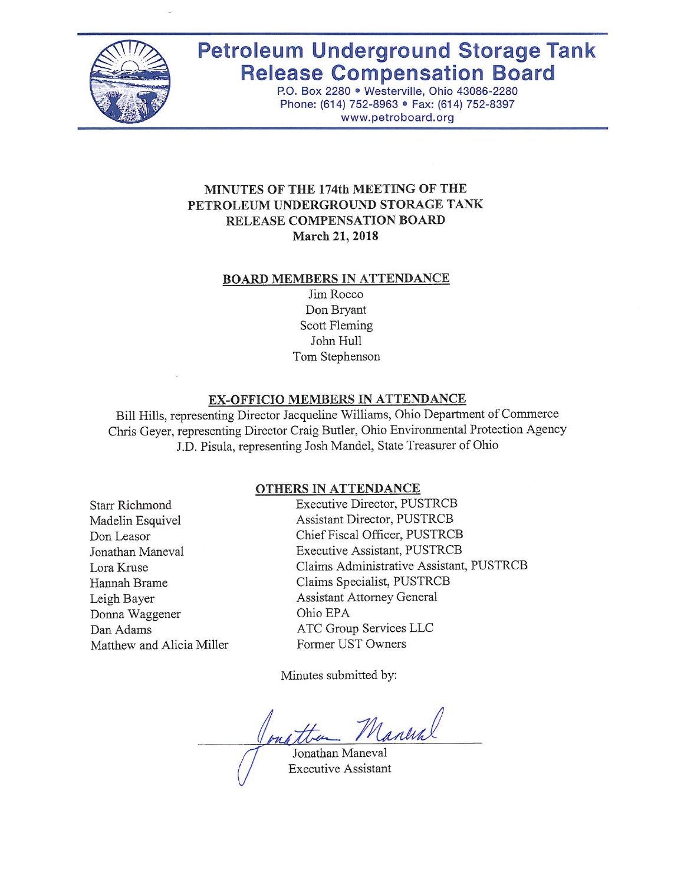# Petroleum Underground Storage Tank Release Compensation Board

P.O. Box 2280 • Westerville, Ohio 43086-2280
Phone: (614) 752-8963 • Fax: (614) 752-8397
www.petroboard.org

## MINUTES OF THE 174th MEETING OF THE PETROLEUM UNDERGROUND STORAGE TANK RELEASE COMPENSATION BOARD

**March 21, 2018**

### BOARD MEMBERS IN ATTENDANCE

Jim Rocco
Don Bryant
Scott Fleming
John Hull
Tom Stephenson

### EX-OFFICIO MEMBERS IN ATTENDANCE

Bill Hills, representing Director Jacqueline Williams, Ohio Department of Commerce
Chris Geyer, representing Director Craig Butler, Ohio Environmental Protection Agency
J.D. Pisula, representing Josh Mandel, State Treasurer of Ohio

### OTHERS IN ATTENDANCE

| | |
|---|---|
| Starr Richmond | Executive Director, PUSTRCB |
| Madelin Esquivel | Assistant Director, PUSTRCB |
| Don Leasor | Chief Fiscal Officer, PUSTRCB |
| Jonathan Maneval | Executive Assistant, PUSTRCB |
| Lora Kruse | Claims Administrative Assistant, PUSTRCB |
| Hannah Brame | Claims Specialist, PUSTRCB |
| Leigh Bayer | Assistant Attorney General |
| Donna Waggener | Ohio EPA |
| Dan Adams | ATC Group Services LLC |
| Matthew and Alicia Miller | Former UST Owners |

Minutes submitted by:

Jonathan Maneval
Executive Assistant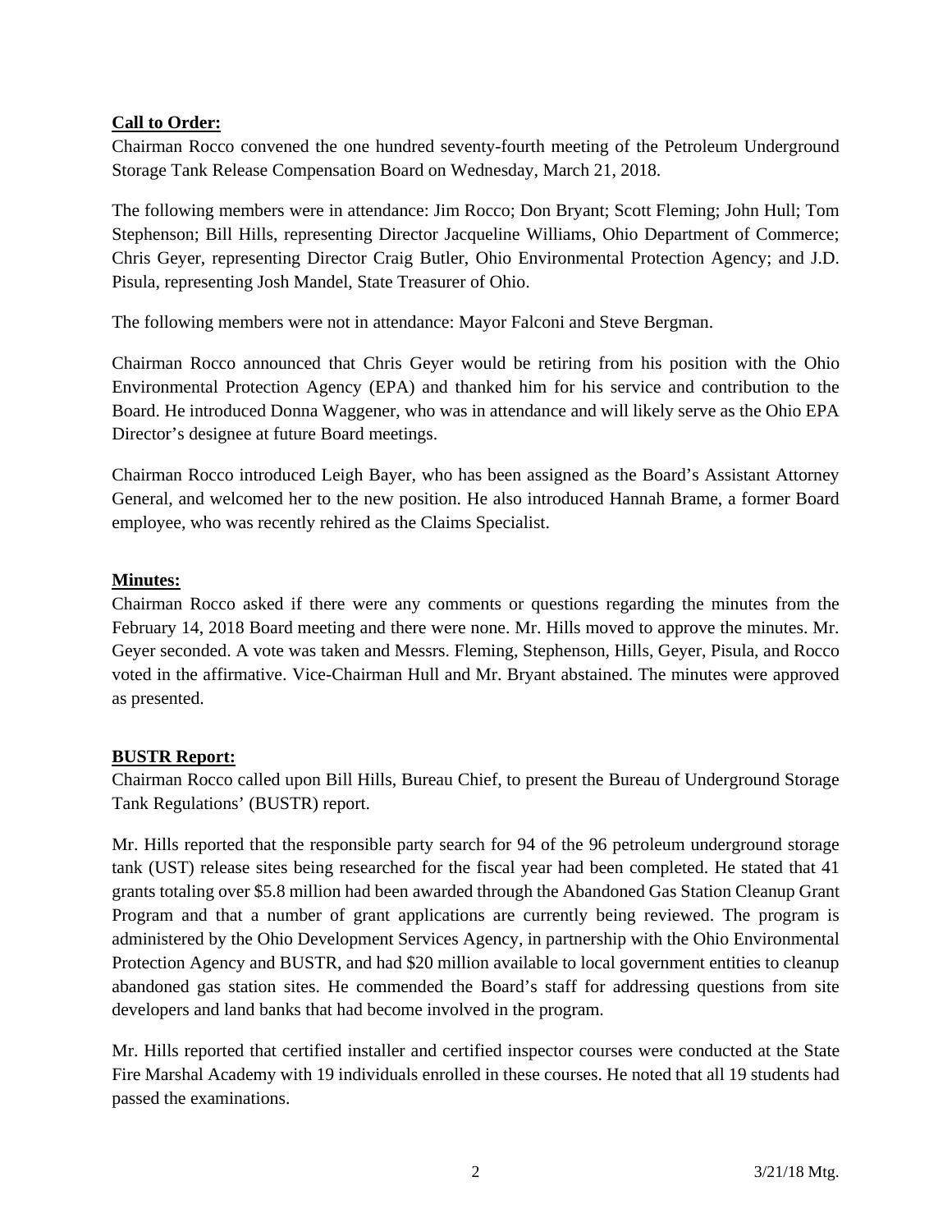**Call to Order:**

Chairman Rocco convened the one hundred seventy-fourth meeting of the Petroleum Underground Storage Tank Release Compensation Board on Wednesday, March 21, 2018.

The following members were in attendance: Jim Rocco; Don Bryant; Scott Fleming; John Hull; Tom Stephenson; Bill Hills, representing Director Jacqueline Williams, Ohio Department of Commerce; Chris Geyer, representing Director Craig Butler, Ohio Environmental Protection Agency; and J.D. Pisula, representing Josh Mandel, State Treasurer of Ohio.

The following members were not in attendance: Mayor Falconi and Steve Bergman.

Chairman Rocco announced that Chris Geyer would be retiring from his position with the Ohio Environmental Protection Agency (EPA) and thanked him for his service and contribution to the Board. He introduced Donna Waggener, who was in attendance and will likely serve as the Ohio EPA Director's designee at future Board meetings.

Chairman Rocco introduced Leigh Bayer, who has been assigned as the Board's Assistant Attorney General, and welcomed her to the new position. He also introduced Hannah Brame, a former Board employee, who was recently rehired as the Claims Specialist.

**Minutes:**

Chairman Rocco asked if there were any comments or questions regarding the minutes from the February 14, 2018 Board meeting and there were none. Mr. Hills moved to approve the minutes. Mr. Geyer seconded. A vote was taken and Messrs. Fleming, Stephenson, Hills, Geyer, Pisula, and Rocco voted in the affirmative. Vice-Chairman Hull and Mr. Bryant abstained. The minutes were approved as presented.

**BUSTR Report:**

Chairman Rocco called upon Bill Hills, Bureau Chief, to present the Bureau of Underground Storage Tank Regulations' (BUSTR) report.

Mr. Hills reported that the responsible party search for 94 of the 96 petroleum underground storage tank (UST) release sites being researched for the fiscal year had been completed. He stated that 41 grants totaling over $5.8 million had been awarded through the Abandoned Gas Station Cleanup Grant Program and that a number of grant applications are currently being reviewed. The program is administered by the Ohio Development Services Agency, in partnership with the Ohio Environmental Protection Agency and BUSTR, and had $20 million available to local government entities to cleanup abandoned gas station sites. He commended the Board's staff for addressing questions from site developers and land banks that had become involved in the program.

Mr. Hills reported that certified installer and certified inspector courses were conducted at the State Fire Marshal Academy with 19 individuals enrolled in these courses. He noted that all 19 students had passed the examinations.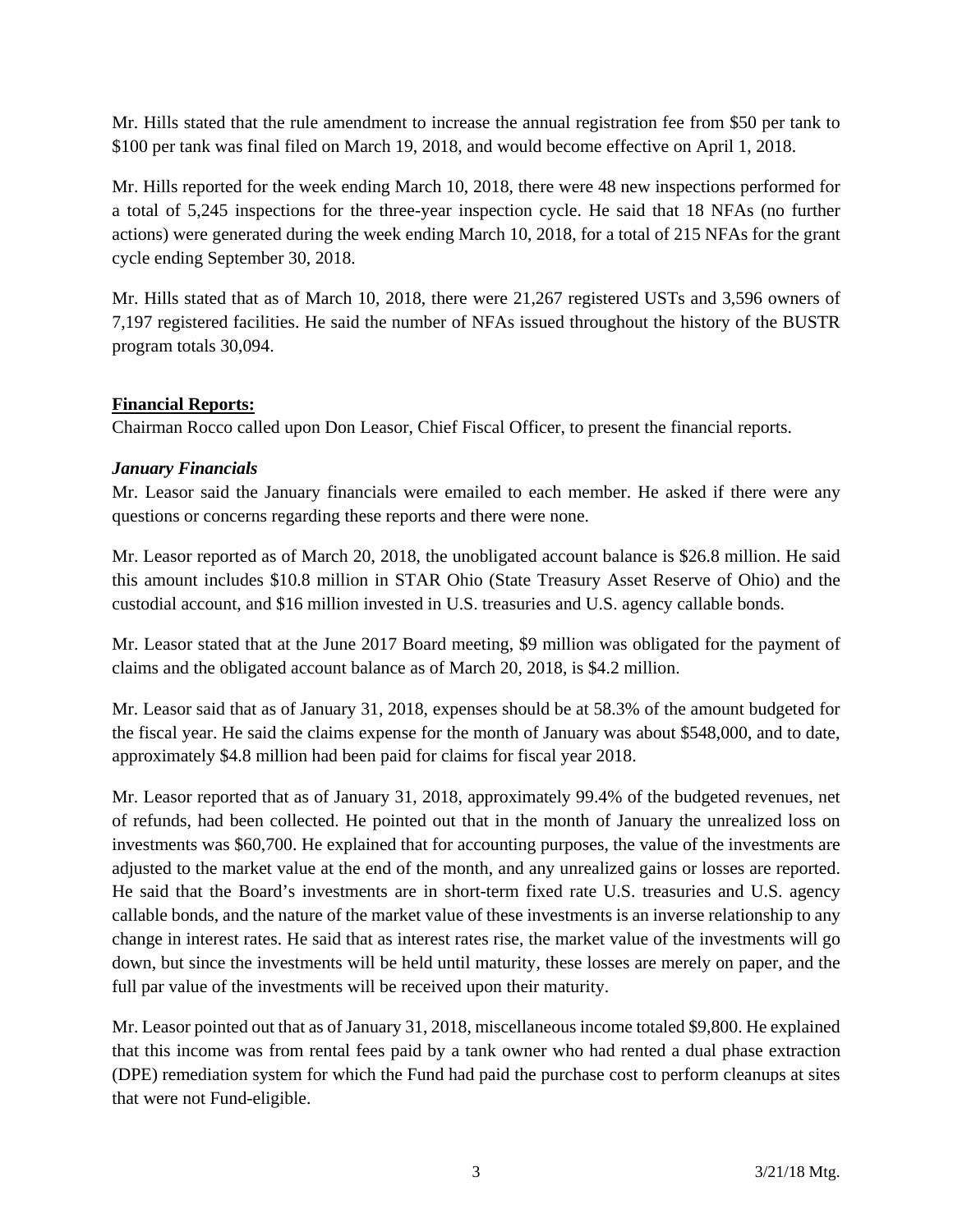Mr. Hills stated that the rule amendment to increase the annual registration fee from $50 per tank to $100 per tank was final filed on March 19, 2018, and would become effective on April 1, 2018.

Mr. Hills reported for the week ending March 10, 2018, there were 48 new inspections performed for a total of 5,245 inspections for the three-year inspection cycle. He said that 18 NFAs (no further actions) were generated during the week ending March 10, 2018, for a total of 215 NFAs for the grant cycle ending September 30, 2018.

Mr. Hills stated that as of March 10, 2018, there were 21,267 registered USTs and 3,596 owners of 7,197 registered facilities. He said the number of NFAs issued throughout the history of the BUSTR program totals 30,094.

**Financial Reports:**

Chairman Rocco called upon Don Leasor, Chief Fiscal Officer, to present the financial reports.

***January Financials***

Mr. Leasor said the January financials were emailed to each member. He asked if there were any questions or concerns regarding these reports and there were none.

Mr. Leasor reported as of March 20, 2018, the unobligated account balance is $26.8 million. He said this amount includes $10.8 million in STAR Ohio (State Treasury Asset Reserve of Ohio) and the custodial account, and $16 million invested in U.S. treasuries and U.S. agency callable bonds.

Mr. Leasor stated that at the June 2017 Board meeting, $9 million was obligated for the payment of claims and the obligated account balance as of March 20, 2018, is $4.2 million.

Mr. Leasor said that as of January 31, 2018, expenses should be at 58.3% of the amount budgeted for the fiscal year. He said the claims expense for the month of January was about $548,000, and to date, approximately $4.8 million had been paid for claims for fiscal year 2018.

Mr. Leasor reported that as of January 31, 2018, approximately 99.4% of the budgeted revenues, net of refunds, had been collected. He pointed out that in the month of January the unrealized loss on investments was $60,700. He explained that for accounting purposes, the value of the investments are adjusted to the market value at the end of the month, and any unrealized gains or losses are reported. He said that the Board's investments are in short-term fixed rate U.S. treasuries and U.S. agency callable bonds, and the nature of the market value of these investments is an inverse relationship to any change in interest rates. He said that as interest rates rise, the market value of the investments will go down, but since the investments will be held until maturity, these losses are merely on paper, and the full par value of the investments will be received upon their maturity.

Mr. Leasor pointed out that as of January 31, 2018, miscellaneous income totaled $9,800. He explained that this income was from rental fees paid by a tank owner who had rented a dual phase extraction (DPE) remediation system for which the Fund had paid the purchase cost to perform cleanups at sites that were not Fund-eligible.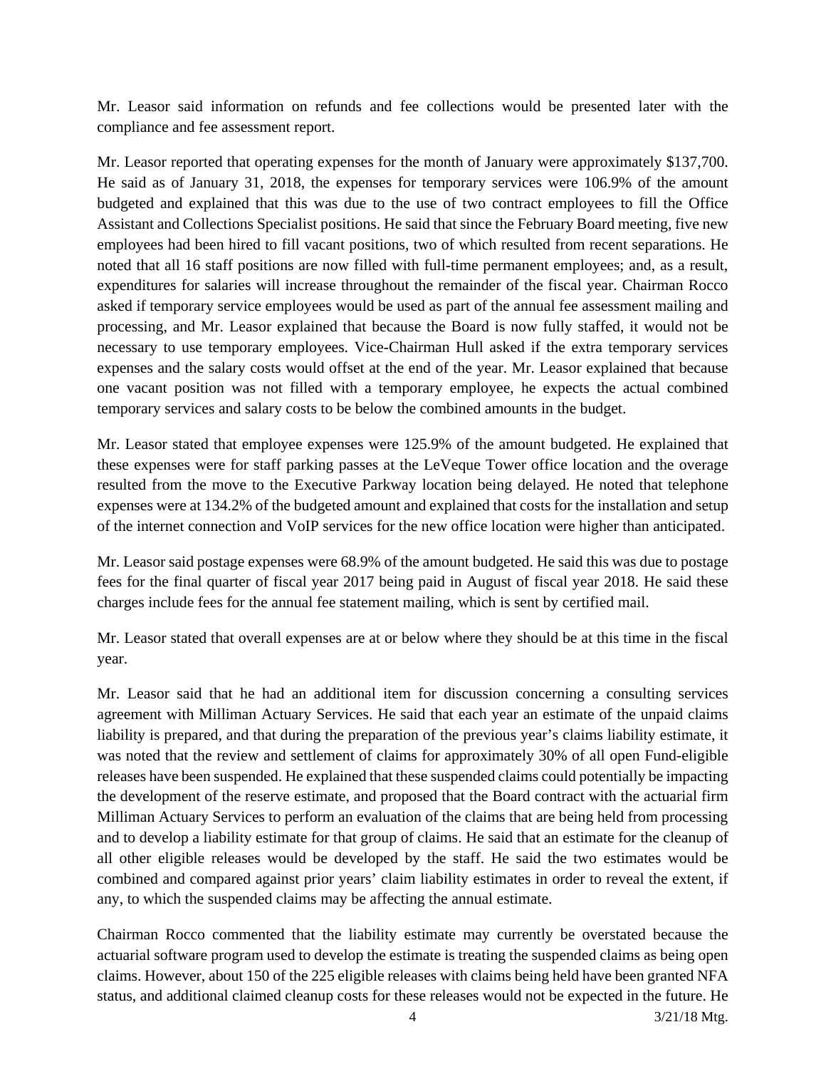Mr. Leasor said information on refunds and fee collections would be presented later with the compliance and fee assessment report.

Mr. Leasor reported that operating expenses for the month of January were approximately $137,700. He said as of January 31, 2018, the expenses for temporary services were 106.9% of the amount budgeted and explained that this was due to the use of two contract employees to fill the Office Assistant and Collections Specialist positions. He said that since the February Board meeting, five new employees had been hired to fill vacant positions, two of which resulted from recent separations. He noted that all 16 staff positions are now filled with full-time permanent employees; and, as a result, expenditures for salaries will increase throughout the remainder of the fiscal year. Chairman Rocco asked if temporary service employees would be used as part of the annual fee assessment mailing and processing, and Mr. Leasor explained that because the Board is now fully staffed, it would not be necessary to use temporary employees. Vice-Chairman Hull asked if the extra temporary services expenses and the salary costs would offset at the end of the year. Mr. Leasor explained that because one vacant position was not filled with a temporary employee, he expects the actual combined temporary services and salary costs to be below the combined amounts in the budget.

Mr. Leasor stated that employee expenses were 125.9% of the amount budgeted. He explained that these expenses were for staff parking passes at the LeVeque Tower office location and the overage resulted from the move to the Executive Parkway location being delayed. He noted that telephone expenses were at 134.2% of the budgeted amount and explained that costs for the installation and setup of the internet connection and VoIP services for the new office location were higher than anticipated.

Mr. Leasor said postage expenses were 68.9% of the amount budgeted. He said this was due to postage fees for the final quarter of fiscal year 2017 being paid in August of fiscal year 2018. He said these charges include fees for the annual fee statement mailing, which is sent by certified mail.

Mr. Leasor stated that overall expenses are at or below where they should be at this time in the fiscal year.

Mr. Leasor said that he had an additional item for discussion concerning a consulting services agreement with Milliman Actuary Services. He said that each year an estimate of the unpaid claims liability is prepared, and that during the preparation of the previous year's claims liability estimate, it was noted that the review and settlement of claims for approximately 30% of all open Fund-eligible releases have been suspended. He explained that these suspended claims could potentially be impacting the development of the reserve estimate, and proposed that the Board contract with the actuarial firm Milliman Actuary Services to perform an evaluation of the claims that are being held from processing and to develop a liability estimate for that group of claims. He said that an estimate for the cleanup of all other eligible releases would be developed by the staff. He said the two estimates would be combined and compared against prior years' claim liability estimates in order to reveal the extent, if any, to which the suspended claims may be affecting the annual estimate.

Chairman Rocco commented that the liability estimate may currently be overstated because the actuarial software program used to develop the estimate is treating the suspended claims as being open claims. However, about 150 of the 225 eligible releases with claims being held have been granted NFA status, and additional claimed cleanup costs for these releases would not be expected in the future. He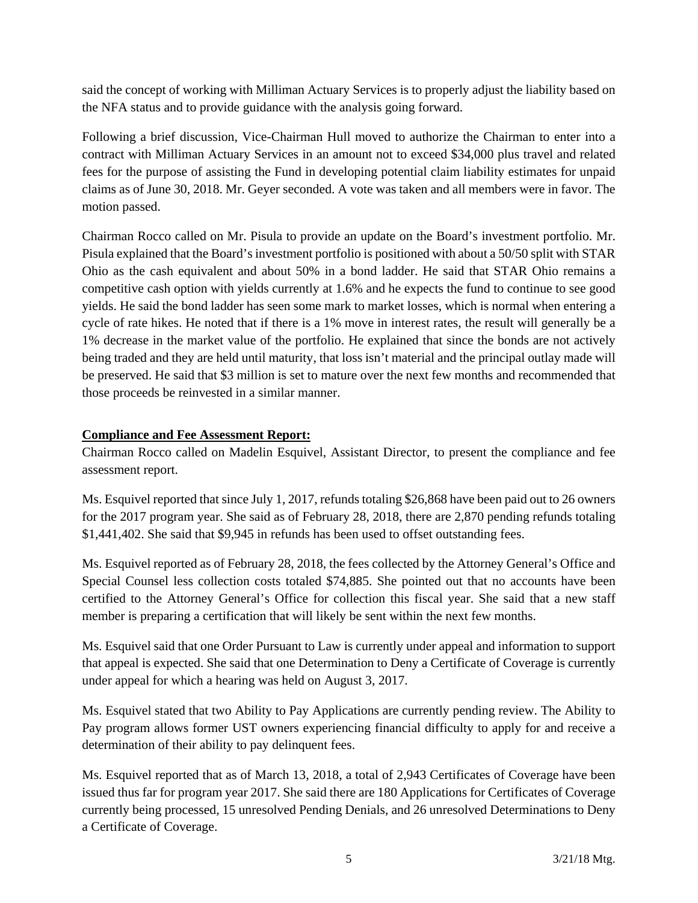said the concept of working with Milliman Actuary Services is to properly adjust the liability based on the NFA status and to provide guidance with the analysis going forward.

Following a brief discussion, Vice-Chairman Hull moved to authorize the Chairman to enter into a contract with Milliman Actuary Services in an amount not to exceed $34,000 plus travel and related fees for the purpose of assisting the Fund in developing potential claim liability estimates for unpaid claims as of June 30, 2018. Mr. Geyer seconded. A vote was taken and all members were in favor. The motion passed.

Chairman Rocco called on Mr. Pisula to provide an update on the Board's investment portfolio. Mr. Pisula explained that the Board's investment portfolio is positioned with about a 50/50 split with STAR Ohio as the cash equivalent and about 50% in a bond ladder. He said that STAR Ohio remains a competitive cash option with yields currently at 1.6% and he expects the fund to continue to see good yields. He said the bond ladder has seen some mark to market losses, which is normal when entering a cycle of rate hikes. He noted that if there is a 1% move in interest rates, the result will generally be a 1% decrease in the market value of the portfolio. He explained that since the bonds are not actively being traded and they are held until maturity, that loss isn't material and the principal outlay made will be preserved. He said that $3 million is set to mature over the next few months and recommended that those proceeds be reinvested in a similar manner.

**Compliance and Fee Assessment Report:**

Chairman Rocco called on Madelin Esquivel, Assistant Director, to present the compliance and fee assessment report.

Ms. Esquivel reported that since July 1, 2017, refunds totaling $26,868 have been paid out to 26 owners for the 2017 program year. She said as of February 28, 2018, there are 2,870 pending refunds totaling $1,441,402. She said that $9,945 in refunds has been used to offset outstanding fees.

Ms. Esquivel reported as of February 28, 2018, the fees collected by the Attorney General's Office and Special Counsel less collection costs totaled $74,885. She pointed out that no accounts have been certified to the Attorney General's Office for collection this fiscal year. She said that a new staff member is preparing a certification that will likely be sent within the next few months.

Ms. Esquivel said that one Order Pursuant to Law is currently under appeal and information to support that appeal is expected. She said that one Determination to Deny a Certificate of Coverage is currently under appeal for which a hearing was held on August 3, 2017.

Ms. Esquivel stated that two Ability to Pay Applications are currently pending review. The Ability to Pay program allows former UST owners experiencing financial difficulty to apply for and receive a determination of their ability to pay delinquent fees.

Ms. Esquivel reported that as of March 13, 2018, a total of 2,943 Certificates of Coverage have been issued thus far for program year 2017. She said there are 180 Applications for Certificates of Coverage currently being processed, 15 unresolved Pending Denials, and 26 unresolved Determinations to Deny a Certificate of Coverage.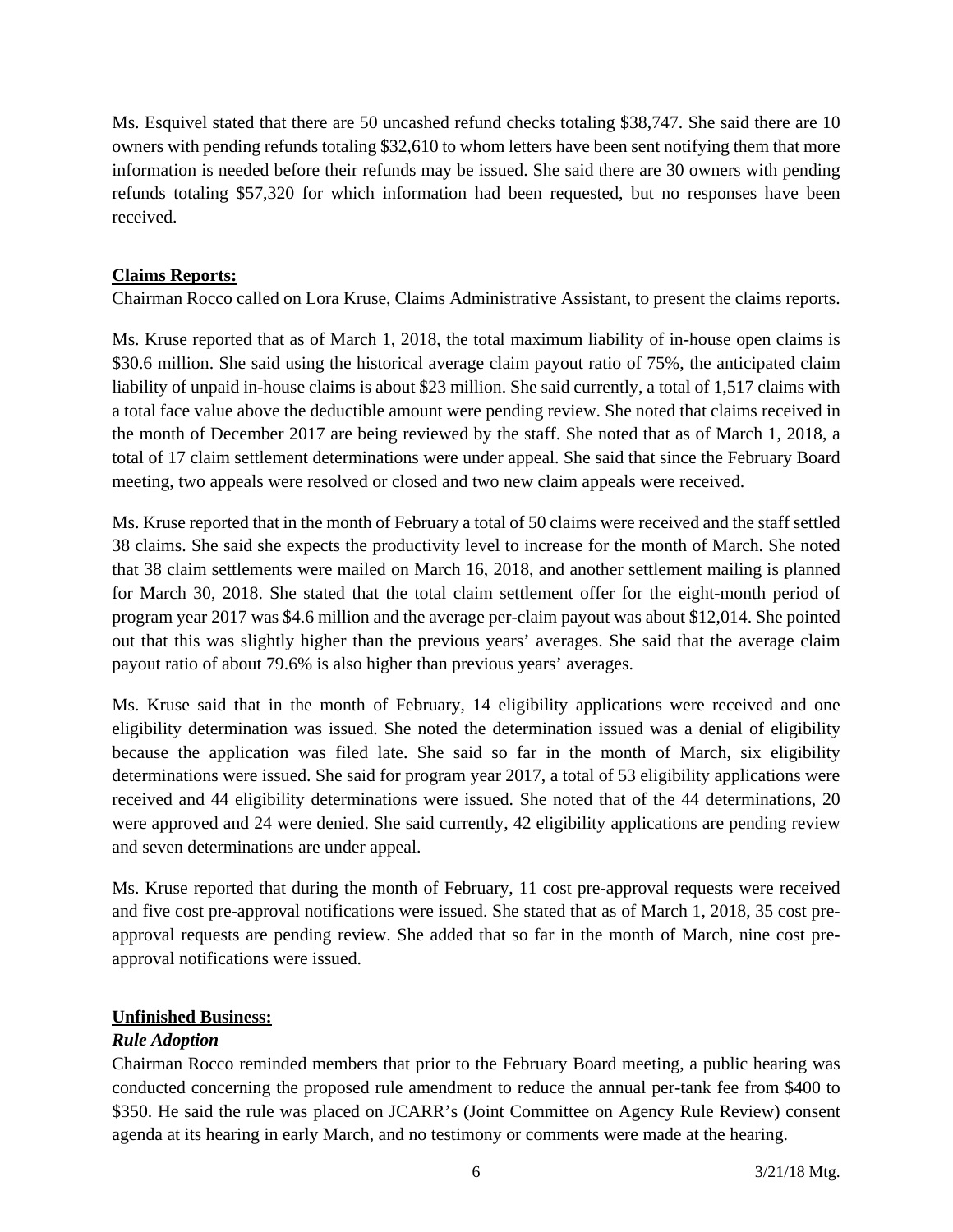Ms. Esquivel stated that there are 50 uncashed refund checks totaling $38,747. She said there are 10 owners with pending refunds totaling $32,610 to whom letters have been sent notifying them that more information is needed before their refunds may be issued. She said there are 30 owners with pending refunds totaling $57,320 for which information had been requested, but no responses have been received.

**Claims Reports:**

Chairman Rocco called on Lora Kruse, Claims Administrative Assistant, to present the claims reports.

Ms. Kruse reported that as of March 1, 2018, the total maximum liability of in-house open claims is $30.6 million. She said using the historical average claim payout ratio of 75%, the anticipated claim liability of unpaid in-house claims is about $23 million. She said currently, a total of 1,517 claims with a total face value above the deductible amount were pending review. She noted that claims received in the month of December 2017 are being reviewed by the staff. She noted that as of March 1, 2018, a total of 17 claim settlement determinations were under appeal. She said that since the February Board meeting, two appeals were resolved or closed and two new claim appeals were received.

Ms. Kruse reported that in the month of February a total of 50 claims were received and the staff settled 38 claims. She said she expects the productivity level to increase for the month of March. She noted that 38 claim settlements were mailed on March 16, 2018, and another settlement mailing is planned for March 30, 2018. She stated that the total claim settlement offer for the eight-month period of program year 2017 was $4.6 million and the average per-claim payout was about $12,014. She pointed out that this was slightly higher than the previous years' averages. She said that the average claim payout ratio of about 79.6% is also higher than previous years' averages.

Ms. Kruse said that in the month of February, 14 eligibility applications were received and one eligibility determination was issued. She noted the determination issued was a denial of eligibility because the application was filed late. She said so far in the month of March, six eligibility determinations were issued. She said for program year 2017, a total of 53 eligibility applications were received and 44 eligibility determinations were issued. She noted that of the 44 determinations, 20 were approved and 24 were denied. She said currently, 42 eligibility applications are pending review and seven determinations are under appeal.

Ms. Kruse reported that during the month of February, 11 cost pre-approval requests were received and five cost pre-approval notifications were issued. She stated that as of March 1, 2018, 35 cost pre-approval requests are pending review. She added that so far in the month of March, nine cost pre-approval notifications were issued.

**Unfinished Business:**

***Rule Adoption***

Chairman Rocco reminded members that prior to the February Board meeting, a public hearing was conducted concerning the proposed rule amendment to reduce the annual per-tank fee from $400 to $350. He said the rule was placed on JCARR's (Joint Committee on Agency Rule Review) consent agenda at its hearing in early March, and no testimony or comments were made at the hearing.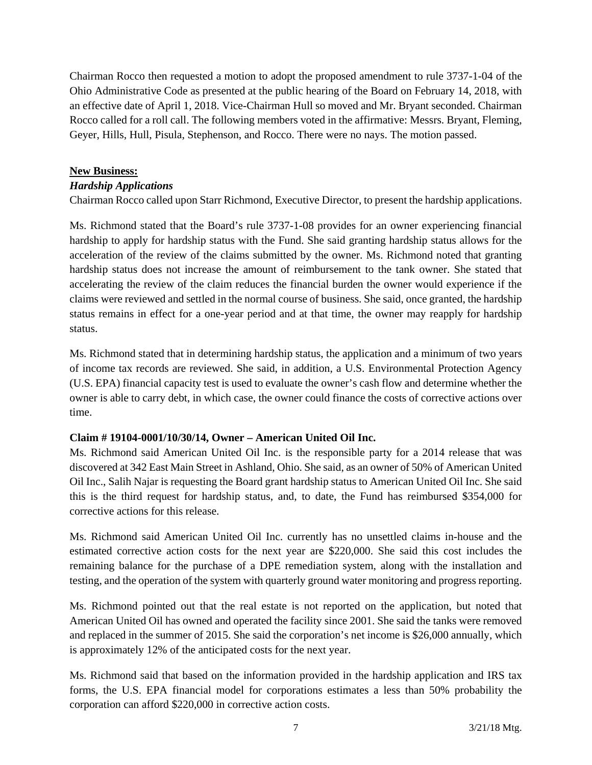Chairman Rocco then requested a motion to adopt the proposed amendment to rule 3737-1-04 of the Ohio Administrative Code as presented at the public hearing of the Board on February 14, 2018, with an effective date of April 1, 2018. Vice-Chairman Hull so moved and Mr. Bryant seconded. Chairman Rocco called for a roll call. The following members voted in the affirmative: Messrs. Bryant, Fleming, Geyer, Hills, Hull, Pisula, Stephenson, and Rocco. There were no nays. The motion passed.

**New Business:**

***Hardship Applications***

Chairman Rocco called upon Starr Richmond, Executive Director, to present the hardship applications.

Ms. Richmond stated that the Board's rule 3737-1-08 provides for an owner experiencing financial hardship to apply for hardship status with the Fund. She said granting hardship status allows for the acceleration of the review of the claims submitted by the owner. Ms. Richmond noted that granting hardship status does not increase the amount of reimbursement to the tank owner. She stated that accelerating the review of the claim reduces the financial burden the owner would experience if the claims were reviewed and settled in the normal course of business. She said, once granted, the hardship status remains in effect for a one-year period and at that time, the owner may reapply for hardship status.

Ms. Richmond stated that in determining hardship status, the application and a minimum of two years of income tax records are reviewed. She said, in addition, a U.S. Environmental Protection Agency (U.S. EPA) financial capacity test is used to evaluate the owner's cash flow and determine whether the owner is able to carry debt, in which case, the owner could finance the costs of corrective actions over time.

**Claim # 19104-0001/10/30/14, Owner – American United Oil Inc.**

Ms. Richmond said American United Oil Inc. is the responsible party for a 2014 release that was discovered at 342 East Main Street in Ashland, Ohio. She said, as an owner of 50% of American United Oil Inc., Salih Najar is requesting the Board grant hardship status to American United Oil Inc. She said this is the third request for hardship status, and, to date, the Fund has reimbursed $354,000 for corrective actions for this release.

Ms. Richmond said American United Oil Inc. currently has no unsettled claims in-house and the estimated corrective action costs for the next year are $220,000. She said this cost includes the remaining balance for the purchase of a DPE remediation system, along with the installation and testing, and the operation of the system with quarterly ground water monitoring and progress reporting.

Ms. Richmond pointed out that the real estate is not reported on the application, but noted that American United Oil has owned and operated the facility since 2001. She said the tanks were removed and replaced in the summer of 2015. She said the corporation's net income is $26,000 annually, which is approximately 12% of the anticipated costs for the next year.

Ms. Richmond said that based on the information provided in the hardship application and IRS tax forms, the U.S. EPA financial model for corporations estimates a less than 50% probability the corporation can afford $220,000 in corrective action costs.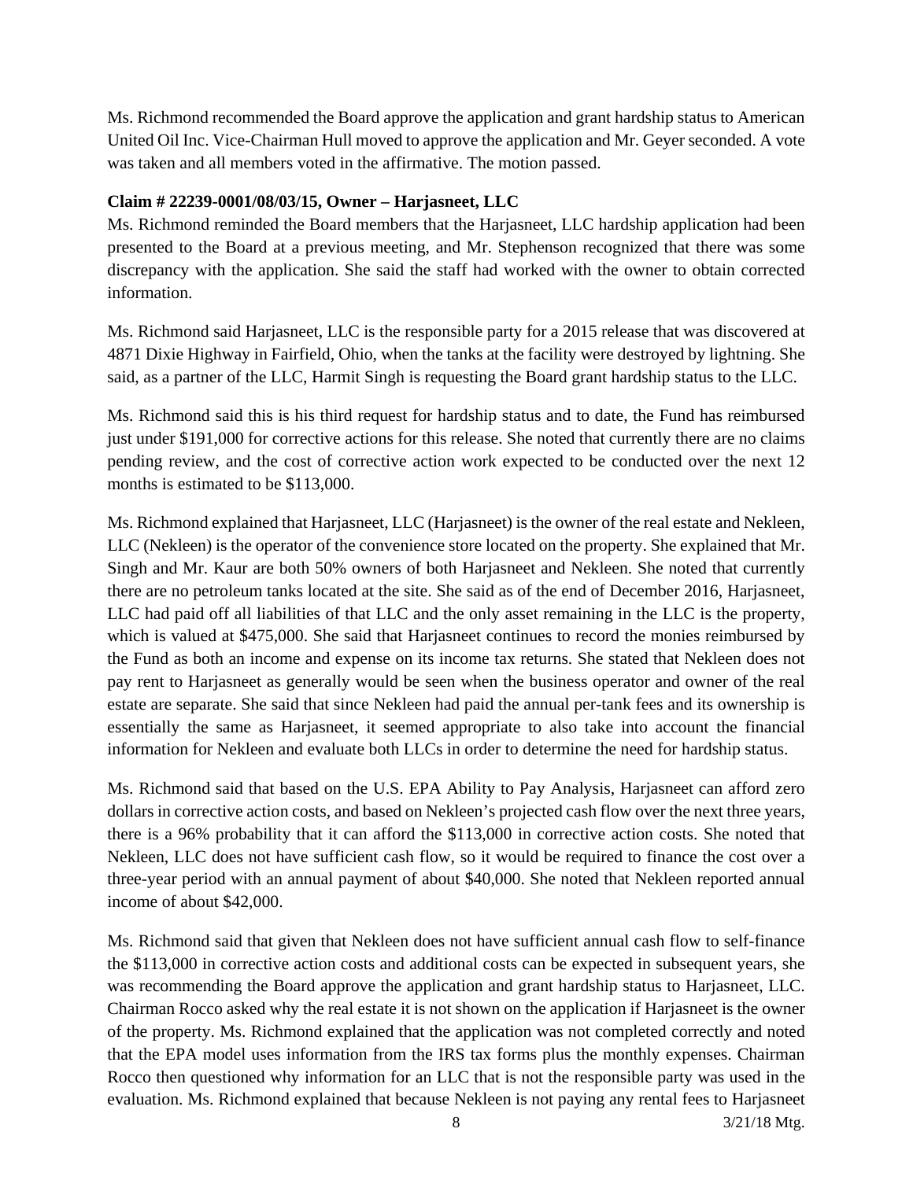Ms. Richmond recommended the Board approve the application and grant hardship status to American United Oil Inc. Vice-Chairman Hull moved to approve the application and Mr. Geyer seconded. A vote was taken and all members voted in the affirmative. The motion passed.

**Claim # 22239-0001/08/03/15, Owner – Harjasneet, LLC**

Ms. Richmond reminded the Board members that the Harjasneet, LLC hardship application had been presented to the Board at a previous meeting, and Mr. Stephenson recognized that there was some discrepancy with the application. She said the staff had worked with the owner to obtain corrected information.

Ms. Richmond said Harjasneet, LLC is the responsible party for a 2015 release that was discovered at 4871 Dixie Highway in Fairfield, Ohio, when the tanks at the facility were destroyed by lightning. She said, as a partner of the LLC, Harmit Singh is requesting the Board grant hardship status to the LLC.

Ms. Richmond said this is his third request for hardship status and to date, the Fund has reimbursed just under $191,000 for corrective actions for this release. She noted that currently there are no claims pending review, and the cost of corrective action work expected to be conducted over the next 12 months is estimated to be $113,000.

Ms. Richmond explained that Harjasneet, LLC (Harjasneet) is the owner of the real estate and Nekleen, LLC (Nekleen) is the operator of the convenience store located on the property. She explained that Mr. Singh and Mr. Kaur are both 50% owners of both Harjasneet and Nekleen. She noted that currently there are no petroleum tanks located at the site. She said as of the end of December 2016, Harjasneet, LLC had paid off all liabilities of that LLC and the only asset remaining in the LLC is the property, which is valued at $475,000. She said that Harjasneet continues to record the monies reimbursed by the Fund as both an income and expense on its income tax returns. She stated that Nekleen does not pay rent to Harjasneet as generally would be seen when the business operator and owner of the real estate are separate. She said that since Nekleen had paid the annual per-tank fees and its ownership is essentially the same as Harjasneet, it seemed appropriate to also take into account the financial information for Nekleen and evaluate both LLCs in order to determine the need for hardship status.

Ms. Richmond said that based on the U.S. EPA Ability to Pay Analysis, Harjasneet can afford zero dollars in corrective action costs, and based on Nekleen's projected cash flow over the next three years, there is a 96% probability that it can afford the $113,000 in corrective action costs. She noted that Nekleen, LLC does not have sufficient cash flow, so it would be required to finance the cost over a three-year period with an annual payment of about $40,000. She noted that Nekleen reported annual income of about $42,000.

Ms. Richmond said that given that Nekleen does not have sufficient annual cash flow to self-finance the $113,000 in corrective action costs and additional costs can be expected in subsequent years, she was recommending the Board approve the application and grant hardship status to Harjasneet, LLC. Chairman Rocco asked why the real estate it is not shown on the application if Harjasneet is the owner of the property. Ms. Richmond explained that the application was not completed correctly and noted that the EPA model uses information from the IRS tax forms plus the monthly expenses. Chairman Rocco then questioned why information for an LLC that is not the responsible party was used in the evaluation. Ms. Richmond explained that because Nekleen is not paying any rental fees to Harjasneet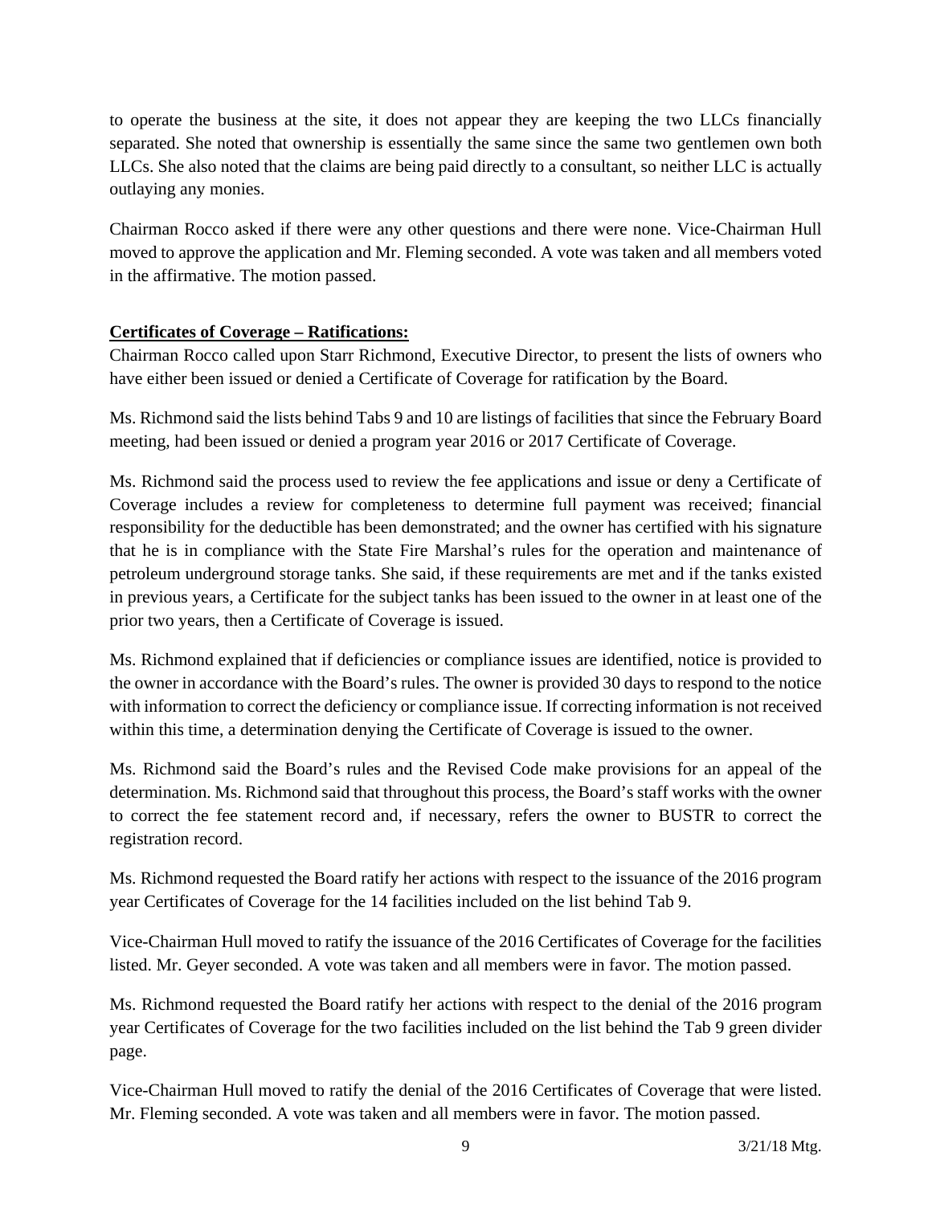to operate the business at the site, it does not appear they are keeping the two LLCs financially separated. She noted that ownership is essentially the same since the same two gentlemen own both LLCs. She also noted that the claims are being paid directly to a consultant, so neither LLC is actually outlaying any monies.

Chairman Rocco asked if there were any other questions and there were none. Vice-Chairman Hull moved to approve the application and Mr. Fleming seconded. A vote was taken and all members voted in the affirmative. The motion passed.

**<u>Certificates of Coverage – Ratifications:</u>**

Chairman Rocco called upon Starr Richmond, Executive Director, to present the lists of owners who have either been issued or denied a Certificate of Coverage for ratification by the Board.

Ms. Richmond said the lists behind Tabs 9 and 10 are listings of facilities that since the February Board meeting, had been issued or denied a program year 2016 or 2017 Certificate of Coverage.

Ms. Richmond said the process used to review the fee applications and issue or deny a Certificate of Coverage includes a review for completeness to determine full payment was received; financial responsibility for the deductible has been demonstrated; and the owner has certified with his signature that he is in compliance with the State Fire Marshal's rules for the operation and maintenance of petroleum underground storage tanks. She said, if these requirements are met and if the tanks existed in previous years, a Certificate for the subject tanks has been issued to the owner in at least one of the prior two years, then a Certificate of Coverage is issued.

Ms. Richmond explained that if deficiencies or compliance issues are identified, notice is provided to the owner in accordance with the Board's rules. The owner is provided 30 days to respond to the notice with information to correct the deficiency or compliance issue. If correcting information is not received within this time, a determination denying the Certificate of Coverage is issued to the owner.

Ms. Richmond said the Board's rules and the Revised Code make provisions for an appeal of the determination. Ms. Richmond said that throughout this process, the Board's staff works with the owner to correct the fee statement record and, if necessary, refers the owner to BUSTR to correct the registration record.

Ms. Richmond requested the Board ratify her actions with respect to the issuance of the 2016 program year Certificates of Coverage for the 14 facilities included on the list behind Tab 9.

Vice-Chairman Hull moved to ratify the issuance of the 2016 Certificates of Coverage for the facilities listed. Mr. Geyer seconded. A vote was taken and all members were in favor. The motion passed.

Ms. Richmond requested the Board ratify her actions with respect to the denial of the 2016 program year Certificates of Coverage for the two facilities included on the list behind the Tab 9 green divider page.

Vice-Chairman Hull moved to ratify the denial of the 2016 Certificates of Coverage that were listed. Mr. Fleming seconded. A vote was taken and all members were in favor. The motion passed.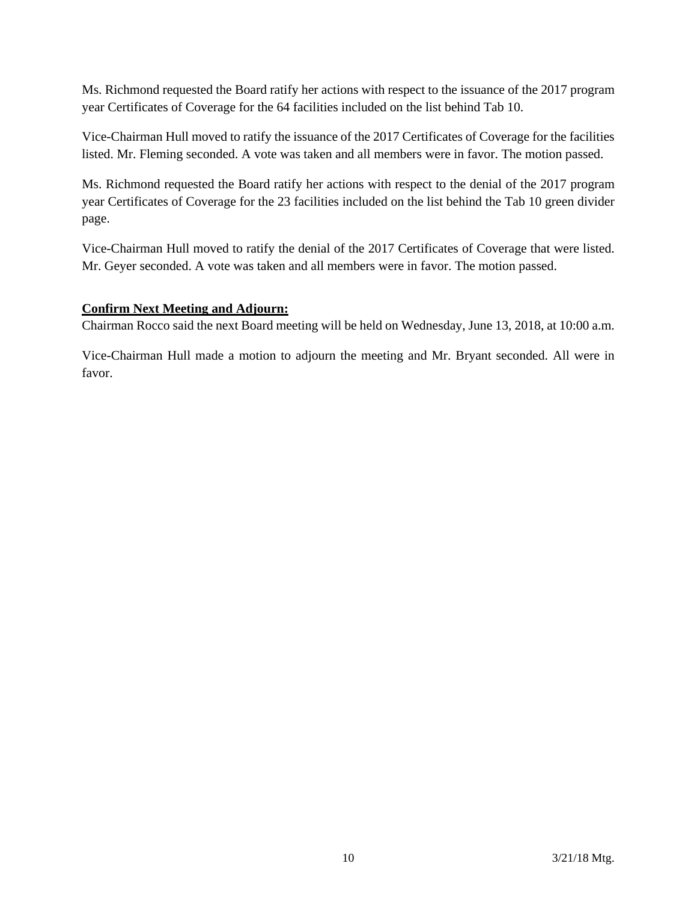Ms. Richmond requested the Board ratify her actions with respect to the issuance of the 2017 program year Certificates of Coverage for the 64 facilities included on the list behind Tab 10.

Vice-Chairman Hull moved to ratify the issuance of the 2017 Certificates of Coverage for the facilities listed. Mr. Fleming seconded. A vote was taken and all members were in favor. The motion passed.

Ms. Richmond requested the Board ratify her actions with respect to the denial of the 2017 program year Certificates of Coverage for the 23 facilities included on the list behind the Tab 10 green divider page.

Vice-Chairman Hull moved to ratify the denial of the 2017 Certificates of Coverage that were listed. Mr. Geyer seconded. A vote was taken and all members were in favor. The motion passed.

**Confirm Next Meeting and Adjourn:**

Chairman Rocco said the next Board meeting will be held on Wednesday, June 13, 2018, at 10:00 a.m.

Vice-Chairman Hull made a motion to adjourn the meeting and Mr. Bryant seconded. All were in favor.